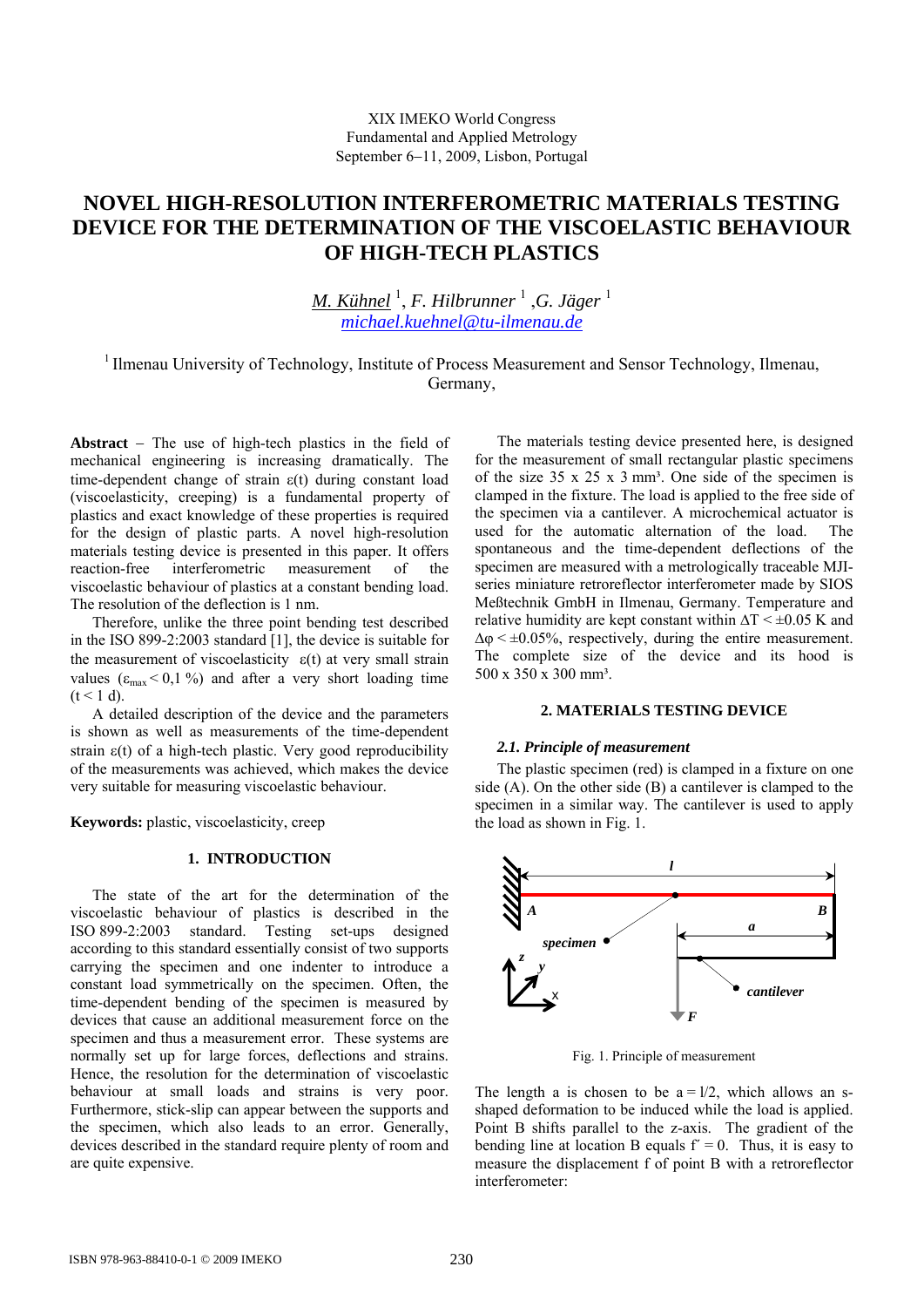XIX IMEKO World Congress
Fundamental and Applied Metrology
September 6−11, 2009, Lisbon, Portugal

# NOVEL HIGH-RESOLUTION INTERFEROMETRIC MATERIALS TESTING DEVICE FOR THE DETERMINATION OF THE VISCOELASTIC BEHAVIOUR OF HIGH-TECH PLASTICS

*M. Kühnel* [1], *F. Hilbrunner* [1], *G. Jäger* [1]
*michael.kuehnel@tu-ilmenau.de*

[1] Ilmenau University of Technology, Institute of Process Measurement and Sensor Technology, Ilmenau, Germany,

**Abstract** − The use of high-tech plastics in the field of mechanical engineering is increasing dramatically. The time-dependent change of strain ε(t) during constant load (viscoelasticity, creeping) is a fundamental property of plastics and exact knowledge of these properties is required for the design of plastic parts. A novel high-resolution materials testing device is presented in this paper. It offers reaction-free interferometric measurement of the viscoelastic behaviour of plastics at a constant bending load. The resolution of the deflection is 1 nm.

Therefore, unlike the three point bending test described in the ISO 899-2:2003 standard [1], the device is suitable for the measurement of viscoelasticity ε(t) at very small strain values ($\varepsilon_{max}$ < 0,1 %) and after a very short loading time (t < 1 d).

A detailed description of the device and the parameters is shown as well as measurements of the time-dependent strain ε(t) of a high-tech plastic. Very good reproducibility of the measurements was achieved, which makes the device very suitable for measuring viscoelastic behaviour.

**Keywords:** plastic, viscoelasticity, creep

## 1. INTRODUCTION

The state of the art for the determination of the viscoelastic behaviour of plastics is described in the ISO 899-2:2003 standard. Testing set-ups designed according to this standard essentially consist of two supports carrying the specimen and one indenter to introduce a constant load symmetrically on the specimen. Often, the time-dependent bending of the specimen is measured by devices that cause an additional measurement force on the specimen and thus a measurement error. These systems are normally set up for large forces, deflections and strains. Hence, the resolution for the determination of viscoelastic behaviour at small loads and strains is very poor. Furthermore, stick-slip can appear between the supports and the specimen, which also leads to an error. Generally, devices described in the standard require plenty of room and are quite expensive.

The materials testing device presented here, is designed for the measurement of small rectangular plastic specimens of the size 35 x 25 x 3 mm³. One side of the specimen is clamped in the fixture. The load is applied to the free side of the specimen via a cantilever. A microchemical actuator is used for the automatic alternation of the load. The spontaneous and the time-dependent deflections of the specimen are measured with a metrologically traceable MJI-series miniature retroreflector interferometer made by SIOS Meßtechnik GmbH in Ilmenau, Germany. Temperature and relative humidity are kept constant within ΔT < ±0.05 K and Δφ < ±0.05%, respectively, during the entire measurement. The complete size of the device and its hood is 500 x 350 x 300 mm³.

## 2. MATERIALS TESTING DEVICE

### *2.1. Principle of measurement*

The plastic specimen (red) is clamped in a fixture on one side (A). On the other side (B) a cantilever is clamped to the specimen in a similar way. The cantilever is used to apply the load as shown in Fig. 1.

Fig. 1. Principle of measurement

The length a is chosen to be a = l/2, which allows an s-shaped deformation to be induced while the load is applied. Point B shifts parallel to the z-axis. The gradient of the bending line at location B equals f˝ = 0. Thus, it is easy to measure the displacement f of point B with a retroreflector interferometer: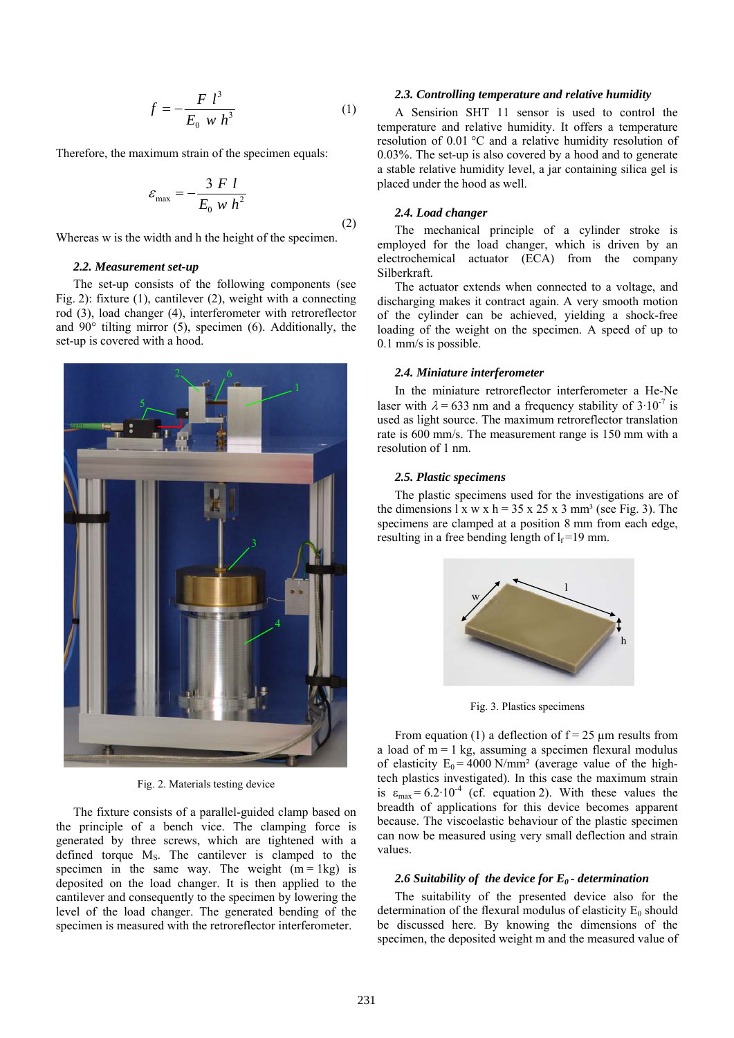$$f = -\frac{F\ l^3}{E_0\ w\ h^3} \quad (1)$$

Therefore, the maximum strain of the specimen equals:

$$\varepsilon_{\max} = -\frac{3\ F\ l}{E_0\ w\ h^2} \quad (2)$$

Whereas w is the width and h the height of the specimen.

### *2.2. Measurement set-up*

The set-up consists of the following components (see Fig. 2): fixture (1), cantilever (2), weight with a connecting rod (3), load changer (4), interferometer with retroreflector and 90° tilting mirror (5), specimen (6). Additionally, the set-up is covered with a hood.

Fig. 2. Materials testing device

The fixture consists of a parallel-guided clamp based on the principle of a bench vice. The clamping force is generated by three screws, which are tightened with a defined torque $M_S$. The cantilever is clamped to the specimen in the same way. The weight (m = 1kg) is deposited on the load changer. It is then applied to the cantilever and consequently to the specimen by lowering the level of the load changer. The generated bending of the specimen is measured with the retroreflector interferometer.

### *2.3. Controlling temperature and relative humidity*

A Sensirion SHT 11 sensor is used to control the temperature and relative humidity. It offers a temperature resolution of 0.01 °C and a relative humidity resolution of 0.03%. The set-up is also covered by a hood and to generate a stable relative humidity level, a jar containing silica gel is placed under the hood as well.

### *2.4. Load changer*

The mechanical principle of a cylinder stroke is employed for the load changer, which is driven by an electrochemical actuator (ECA) from the company Silberkraft.

The actuator extends when connected to a voltage, and discharging makes it contract again. A very smooth motion of the cylinder can be achieved, yielding a shock-free loading of the weight on the specimen. A speed of up to 0.1 mm/s is possible.

### *2.4. Miniature interferometer*

In the miniature retroreflector interferometer a He-Ne laser with $\lambda$ = 633 nm and a frequency stability of $3 \cdot 10^{-7}$ is used as light source. The maximum retroreflector translation rate is 600 mm/s. The measurement range is 150 mm with a resolution of 1 nm.

### *2.5. Plastic specimens*

The plastic specimens used for the investigations are of the dimensions l x w x h = 35 x 25 x 3 mm³ (see Fig. 3). The specimens are clamped at a position 8 mm from each edge, resulting in a free bending length of $l_f$=19 mm.

Fig. 3. Plastics specimens

From equation (1) a deflection of f = 25 µm results from a load of m = 1 kg, assuming a specimen flexural modulus of elasticity $E_0$ = 4000 N/mm² (average value of the high-tech plastics investigated). In this case the maximum strain is $\varepsilon_{max} = 6.2 \cdot 10^{-4}$ (cf. equation 2). With these values the breadth of applications for this device becomes apparent because. The viscoelastic behaviour of the plastic specimen can now be measured using very small deflection and strain values.

### *2.6 Suitability of the device for $E_0$ - determination*

The suitability of the presented device also for the determination of the flexural modulus of elasticity $E_0$ should be discussed here. By knowing the dimensions of the specimen, the deposited weight m and the measured value of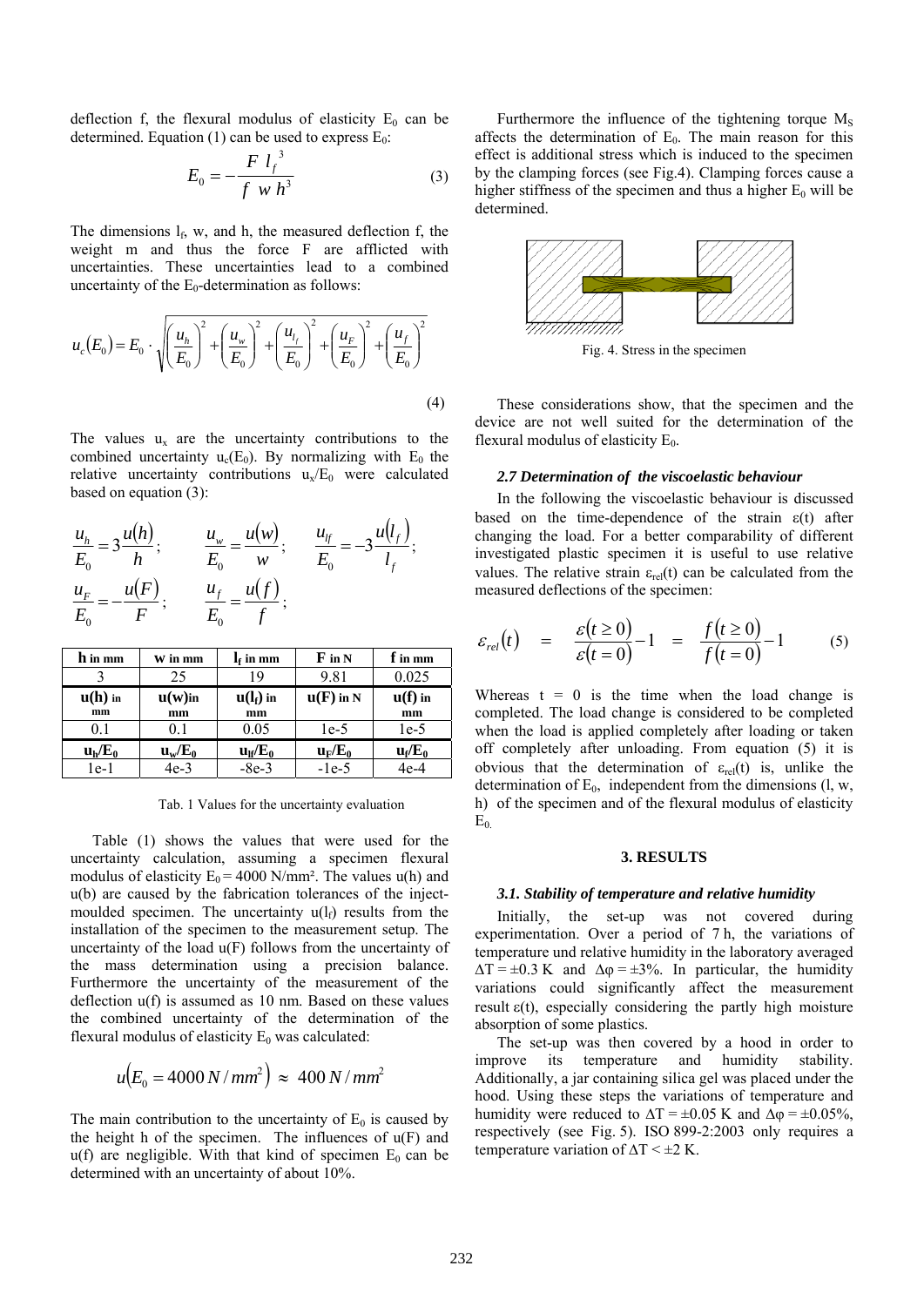deflection f, the flexural modulus of elasticity $E_0$ can be determined. Equation (1) can be used to express $E_0$:

$$E_0 = -\frac{F\ l_f^{\ 3}}{f\ w\,h^3} \tag{3}$$

The dimensions $l_f$, w, and h, the measured deflection f, the weight m and thus the force F are afflicted with uncertainties. These uncertainties lead to a combined uncertainty of the $E_0$-determination as follows:

$$u_c(E_0) = E_0 \cdot \sqrt{\left(\frac{u_h}{E_0}\right)^2 + \left(\frac{u_w}{E_0}\right)^2 + \left(\frac{u_{l_f}}{E_0}\right)^2 + \left(\frac{u_F}{E_0}\right)^2 + \left(\frac{u_f}{E_0}\right)^2} \tag{4}$$

The values $u_x$ are the uncertainty contributions to the combined uncertainty $u_c(E_0)$. By normalizing with $E_0$ the relative uncertainty contributions $u_x/E_0$ were calculated based on equation (3):

$$\frac{u_h}{E_0} = 3\frac{u(h)}{h}; \qquad \frac{u_w}{E_0} = \frac{u(w)}{w}; \qquad \frac{u_{lf}}{E_0} = -3\frac{u(l_f)}{l_f};$$

$$\frac{u_F}{E_0} = -\frac{u(F)}{F}; \qquad \frac{u_f}{E_0} = \frac{u(f)}{f};$$

| **h** in mm | **w** in mm | **$l_f$** in mm | **F** in N | **f** in mm |
|---|---|---|---|---|
| 3 | 25 | 19 | 9.81 | 0.025 |
| **u(h)** in mm | **u(w)** in mm | **u($l_f$)** in mm | **u(F)** in N | **u(f)** in mm |
| 0.1 | 0.1 | 0.05 | 1e-5 | 1e-5 |
| **$u_h/E_0$** | **$u_w/E_0$** | **$u_{lf}/E_0$** | **$u_F/E_0$** | **$u_f/E_0$** |
| 1e-1 | 4e-3 | -8e-3 | -1e-5 | 4e-4 |

Tab. 1 Values for the uncertainty evaluation

Table (1) shows the values that were used for the uncertainty calculation, assuming a specimen flexural modulus of elasticity $E_0 = 4000$ N/mm². The values u(h) and u(b) are caused by the fabrication tolerances of the inject-moulded specimen. The uncertainty $u(l_f)$ results from the installation of the specimen to the measurement setup. The uncertainty of the load u(F) follows from the uncertainty of the mass determination using a precision balance. Furthermore the uncertainty of the measurement of the deflection u(f) is assumed as 10 nm. Based on these values the combined uncertainty of the determination of the flexural modulus of elasticity $E_0$ was calculated:

$$u\left(E_0 = 4000\,N/mm^2\right) \approx 400\,N/mm^2$$

The main contribution to the uncertainty of $E_0$ is caused by the height h of the specimen. The influences of u(F) and u(f) are negligible. With that kind of specimen $E_0$ can be determined with an uncertainty of about 10%.

Furthermore the influence of the tightening torque $M_S$ affects the determination of $E_0$. The main reason for this effect is additional stress which is induced to the specimen by the clamping forces (see Fig.4). Clamping forces cause a higher stiffness of the specimen and thus a higher $E_0$ will be determined.

Fig. 4. Stress in the specimen

These considerations show, that the specimen and the device are not well suited for the determination of the flexural modulus of elasticity $E_0$.

### *2.7 Determination of the viscoelastic behaviour*

In the following the viscoelastic behaviour is discussed based on the time-dependence of the strain $\varepsilon(t)$ after changing the load. For a better comparability of different investigated plastic specimen it is useful to use relative values. The relative strain $\varepsilon_{rel}(t)$ can be calculated from the measured deflections of the specimen:

$$\varepsilon_{rel}(t) \quad = \quad \frac{\varepsilon(t \geq 0)}{\varepsilon(t=0)} - 1 \quad = \quad \frac{f(t \geq 0)}{f(t=0)} - 1 \tag{5}$$

Whereas t = 0 is the time when the load change is completed. The load change is considered to be completed when the load is applied completely after loading or taken off completely after unloading. From equation (5) it is obvious that the determination of $\varepsilon_{rel}(t)$ is, unlike the determination of $E_0$, independent from the dimensions (l, w, h) of the specimen and of the flexural modulus of elasticity $E_0$.

## 3. RESULTS

### *3.1. Stability of temperature and relative humidity*

Initially, the set-up was not covered during experimentation. Over a period of 7 h, the variations of temperature und relative humidity in the laboratory averaged $\Delta T = \pm 0.3$ K and $\Delta\varphi = \pm 3\%$. In particular, the humidity variations could significantly affect the measurement result $\varepsilon(t)$, especially considering the partly high moisture absorption of some plastics.

The set-up was then covered by a hood in order to improve its temperature and humidity stability. Additionally, a jar containing silica gel was placed under the hood. Using these steps the variations of temperature and humidity were reduced to $\Delta T = \pm 0.05$ K and $\Delta\varphi = \pm 0.05\%$, respectively (see Fig. 5). ISO 899-2:2003 only requires a temperature variation of $\Delta T < \pm 2$ K.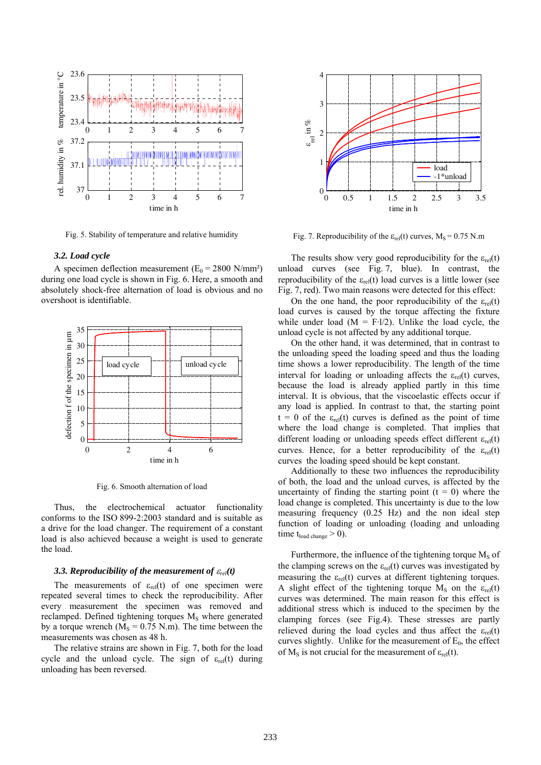Fig. 5. Stability of temperature and relative humidity

### 3.2. Load cycle

A specimen deflection measurement ($E_0 = 2800$ N/mm²) during one load cycle is shown in Fig. 6. Here, a smooth and absolutely shock-free alternation of load is obvious and no overshoot is identifiable.

Fig. 6. Smooth alternation of load

Thus, the electrochemical actuator functionality conforms to the ISO 899-2:2003 standard and is suitable as a drive for the load changer. The requirement of a constant load is also achieved because a weight is used to generate the load.

### 3.3. Reproducibility of the measurement of $\varepsilon_{rel}(t)$

The measurements of $\varepsilon_{rel}(t)$ of one specimen were repeated several times to check the reproducibility. After every measurement the specimen was removed and reclamped. Defined tightening torques $M_S$ where generated by a torque wrench ($M_S = 0.75$ N.m). The time between the measurements was chosen as 48 h.

The relative strains are shown in Fig. 7, both for the load cycle and the unload cycle. The sign of $\varepsilon_{rel}(t)$ during unloading has been reversed.

Fig. 7. Reproducibility of the $\varepsilon_{rel}(t)$ curves, $M_S = 0.75$ N.m

The results show very good reproducibility for the $\varepsilon_{rel}(t)$ unload curves (see Fig. 7, blue). In contrast, the reproducibility of the $\varepsilon_{rel}(t)$ load curves is a little lower (see Fig. 7, red). Two main reasons were detected for this effect:

On the one hand, the poor reproducibility of the $\varepsilon_{rel}(t)$ load curves is caused by the torque affecting the fixture while under load ($M = F \cdot l/2$). Unlike the load cycle, the unload cycle is not affected by any additional torque.

On the other hand, it was determined, that in contrast to the unloading speed the loading speed and thus the loading time shows a lower reproducibility. The length of the time interval for loading or unloading affects the $\varepsilon_{rel}(t)$ curves, because the load is already applied partly in this time interval. It is obvious, that the viscoelastic effects occur if any load is applied. In contrast to that, the starting point $t = 0$ of the $\varepsilon_{rel}(t)$ curves is defined as the point of time where the load change is completed. That implies that different loading or unloading speeds effect different $\varepsilon_{rel}(t)$ curves. Hence, for a better reproducibility of the $\varepsilon_{rel}(t)$ curves the loading speed should be kept constant.

Additionally to these two influences the reproducibility of both, the load and the unload curves, is affected by the uncertainty of finding the starting point ($t = 0$) where the load change is completed. This uncertainty is due to the low measuring frequency (0.25 Hz) and the non ideal step function of loading or unloading (loading and unloading time $t_{load\ change} > 0$).

Furthermore, the influence of the tightening torque $M_S$ of the clamping screws on the $\varepsilon_{rel}(t)$ curves was investigated by measuring the $\varepsilon_{rel}(t)$ curves at different tightening torques. A slight effect of the tightening torque $M_S$ on the $\varepsilon_{rel}(t)$ curves was determined. The main reason for this effect is additional stress which is induced to the specimen by the clamping forces (see Fig.4). These stresses are partly relieved during the load cycles and thus affect the $\varepsilon_{rel}(t)$ curves slightly. Unlike for the measurement of $E_0$, the effect of $M_S$ is not crucial for the measurement of $\varepsilon_{rel}(t)$.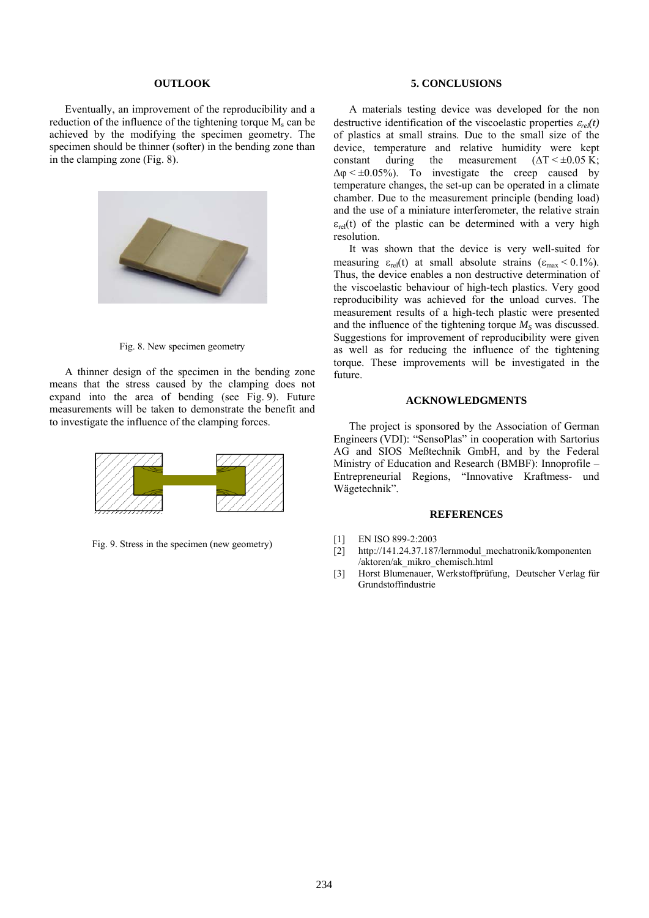## OUTLOOK

Eventually, an improvement of the reproducibility and a reduction of the influence of the tightening torque $M_s$ can be achieved by the modifying the specimen geometry. The specimen should be thinner (softer) in the bending zone than in the clamping zone (Fig. 8).

Fig. 8. New specimen geometry

A thinner design of the specimen in the bending zone means that the stress caused by the clamping does not expand into the area of bending (see Fig. 9). Future measurements will be taken to demonstrate the benefit and to investigate the influence of the clamping forces.

Fig. 9. Stress in the specimen (new geometry)

## 5. CONCLUSIONS

A materials testing device was developed for the non destructive identification of the viscoelastic properties $\varepsilon_{rel}(t)$ of plastics at small strains. Due to the small size of the device, temperature and relative humidity were kept constant during the measurement ($\Delta T < \pm 0.05$ K; $\Delta\varphi < \pm 0.05\%$). To investigate the creep caused by temperature changes, the set-up can be operated in a climate chamber. Due to the measurement principle (bending load) and the use of a miniature interferometer, the relative strain $\varepsilon_{rel}(t)$ of the plastic can be determined with a very high resolution.

It was shown that the device is very well-suited for measuring $\varepsilon_{rel}(t)$ at small absolute strains ($\varepsilon_{max} < 0.1\%$). Thus, the device enables a non destructive determination of the viscoelastic behaviour of high-tech plastics. Very good reproducibility was achieved for the unload curves. The measurement results of a high-tech plastic were presented and the influence of the tightening torque $M_S$ was discussed. Suggestions for improvement of reproducibility were given as well as for reducing the influence of the tightening torque. These improvements will be investigated in the future.

## ACKNOWLEDGMENTS

The project is sponsored by the Association of German Engineers (VDI): "SensoPlas" in cooperation with Sartorius AG and SIOS Meßtechnik GmbH, and by the Federal Ministry of Education and Research (BMBF): Innoprofile – Entrepreneurial Regions, "Innovative Kraftmess- und Wägetechnik".

## REFERENCES

[1] EN ISO 899-2:2003

[2] http://141.24.37.187/lernmodul_mechatronik/komponenten/aktoren/ak_mikro_chemisch.html

[3] Horst Blumenauer, Werkstoffprüfung, Deutscher Verlag für Grundstoffindustrie